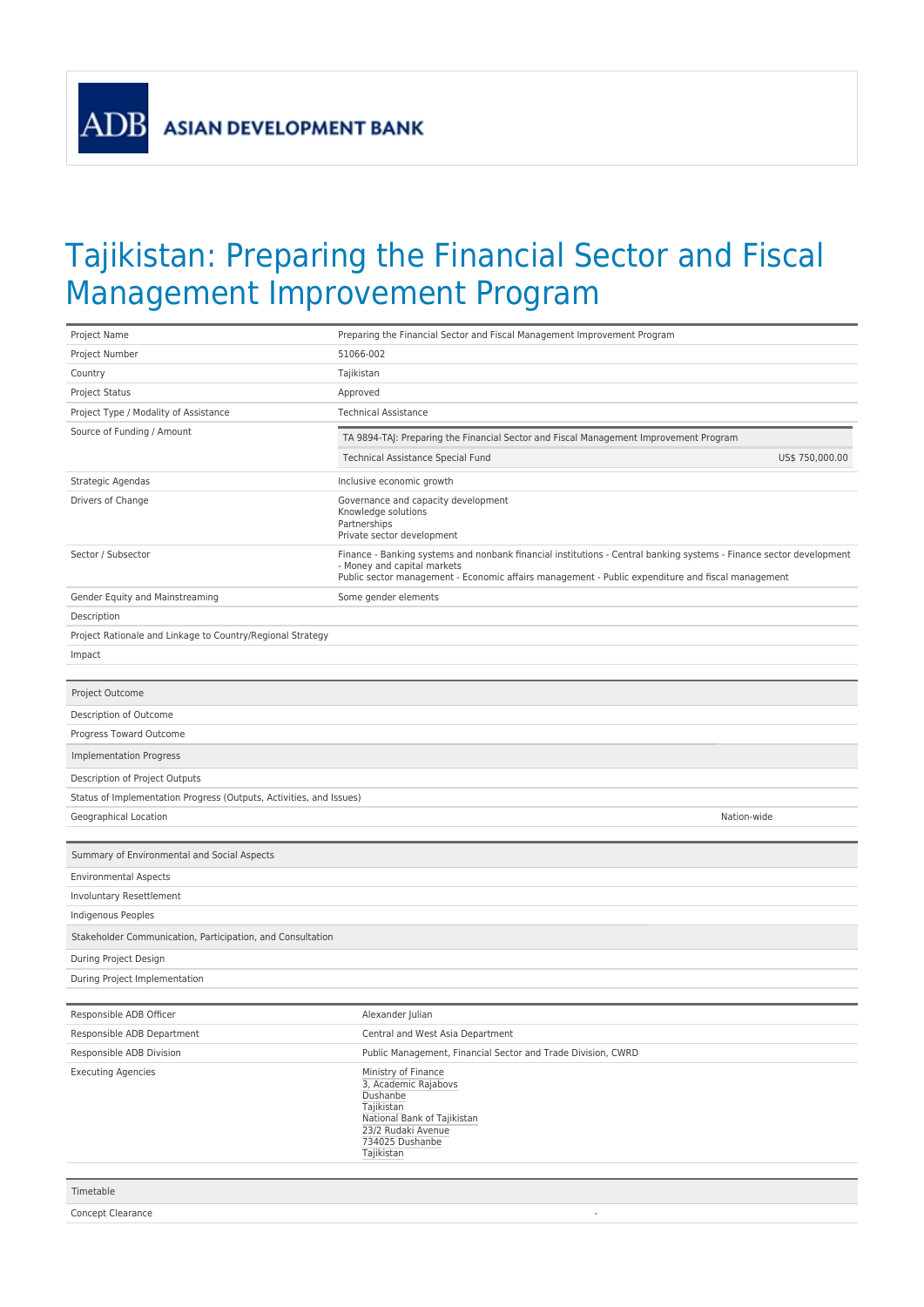ADB ASIAN DEVELOPMENT BANK

# Tajikistan: Preparing the Financial Sector and Fiscal Management Improvement Program

| | | |
|---|---|---|
| Project Name | Preparing the Financial Sector and Fiscal Management Improvement Program | |
| Project Number | 51066-002 | |
| Country | Tajikistan | |
| Project Status | Approved | |
| Project Type / Modality of Assistance | Technical Assistance | |
| Source of Funding / Amount | TA 9894-TAJ: Preparing the Financial Sector and Fiscal Management Improvement Program | |
| | Technical Assistance Special Fund | US$ 750,000.00 |
| Strategic Agendas | Inclusive economic growth | |
| Drivers of Change | Governance and capacity development<br>Knowledge solutions<br>Partnerships<br>Private sector development | |
| Sector / Subsector | Finance - Banking systems and nonbank financial institutions - Central banking systems - Finance sector development - Money and capital markets<br>Public sector management - Economic affairs management - Public expenditure and fiscal management | |
| Gender Equity and Mainstreaming | Some gender elements | |
| Description | | |
| Project Rationale and Linkage to Country/Regional Strategy | | |
| Impact | | |

| | |
|---|---|
| Project Outcome | |
| Description of Outcome | |
| Progress Toward Outcome | |
| Implementation Progress | |
| Description of Project Outputs | |
| Status of Implementation Progress (Outputs, Activities, and Issues) | |
| Geographical Location | Nation-wide |

| | |
|---|---|
| Summary of Environmental and Social Aspects | |
| Environmental Aspects | |
| Involuntary Resettlement | |
| Indigenous Peoples | |
| Stakeholder Communication, Participation, and Consultation | |
| During Project Design | |
| During Project Implementation | |

| | |
|---|---|
| Responsible ADB Officer | Alexander Julian |
| Responsible ADB Department | Central and West Asia Department |
| Responsible ADB Division | Public Management, Financial Sector and Trade Division, CWRD |
| Executing Agencies | Ministry of Finance<br>3, Academic Rajabovs<br>Dushanbe<br>Tajikistan<br>National Bank of Tajikistan<br>23/2 Rudaki Avenue<br>734025 Dushanbe<br>Tajikistan |

| | |
|---|---|
| Timetable | |
| Concept Clearance | - |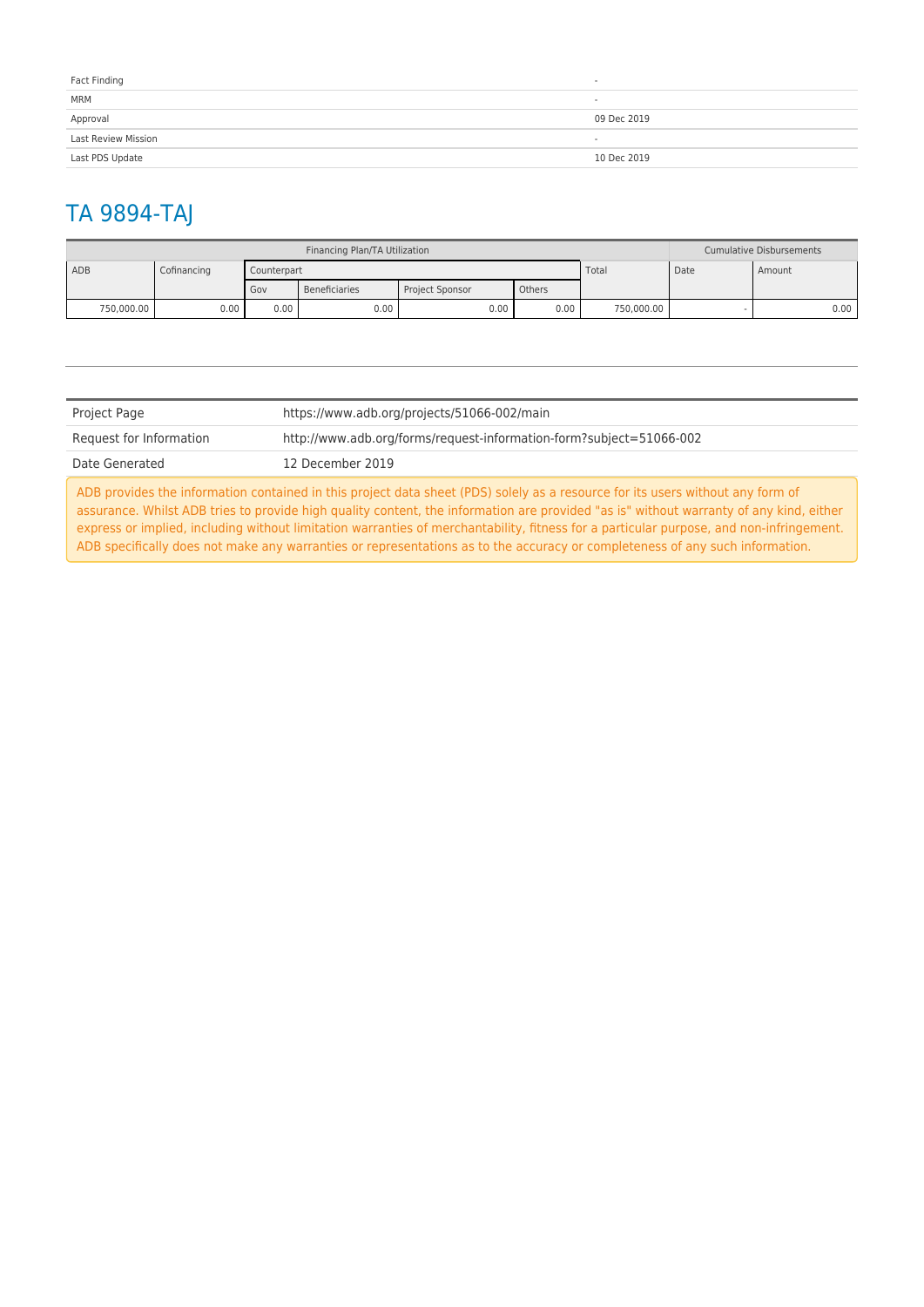| | |
|---|---|
| Fact Finding | - |
| MRM | - |
| Approval | 09 Dec 2019 |
| Last Review Mission | - |
| Last PDS Update | 10 Dec 2019 |

# TA 9894-TAJ

| Financing Plan/TA Utilization | | | | | | | Cumulative Disbursements | |
|---|---|---|---|---|---|---|---|---|
| ADB | Cofinancing | Counterpart | | | | Total | Date | Amount |
| | | Gov | Beneficiaries | Project Sponsor | Others | | | |
| 750,000.00 | 0.00 | 0.00 | 0.00 | 0.00 | 0.00 | 750,000.00 | - | 0.00 |

| | |
|---|---|
| Project Page | https://www.adb.org/projects/51066-002/main |
| Request for Information | http://www.adb.org/forms/request-information-form?subject=51066-002 |
| Date Generated | 12 December 2019 |

ADB provides the information contained in this project data sheet (PDS) solely as a resource for its users without any form of assurance. Whilst ADB tries to provide high quality content, the information are provided "as is" without warranty of any kind, either express or implied, including without limitation warranties of merchantability, fitness for a particular purpose, and non-infringement. ADB specifically does not make any warranties or representations as to the accuracy or completeness of any such information.